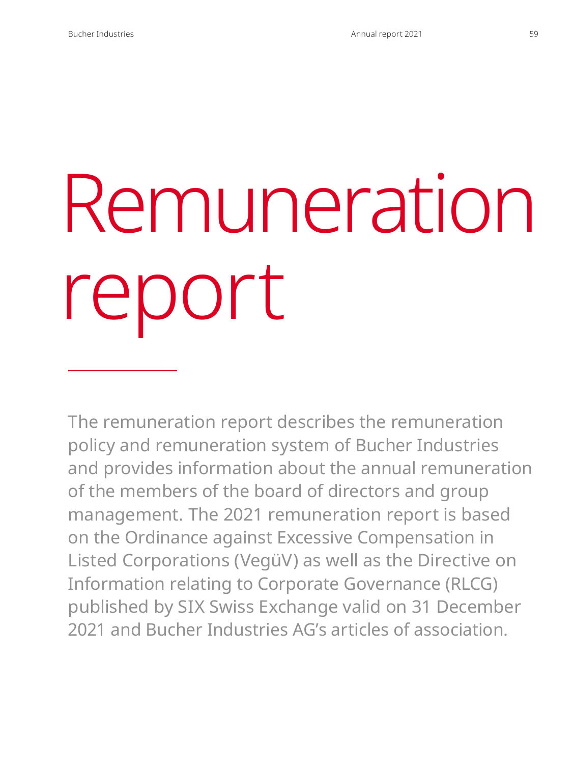# Remuneration report

The remuneration report describes the remuneration policy and remuneration system of Bucher Industries and provides information about the annual remuneration of the members of the board of directors and group management. The 2021 remuneration report is based on the Ordinance against Excessive Compensation in Listed Corporations (VegüV) as well as the Directive on Information relating to Corporate Governance (RLCG) published by SIX Swiss Exchange valid on 31 December 2021 and Bucher Industries AG's articles of association.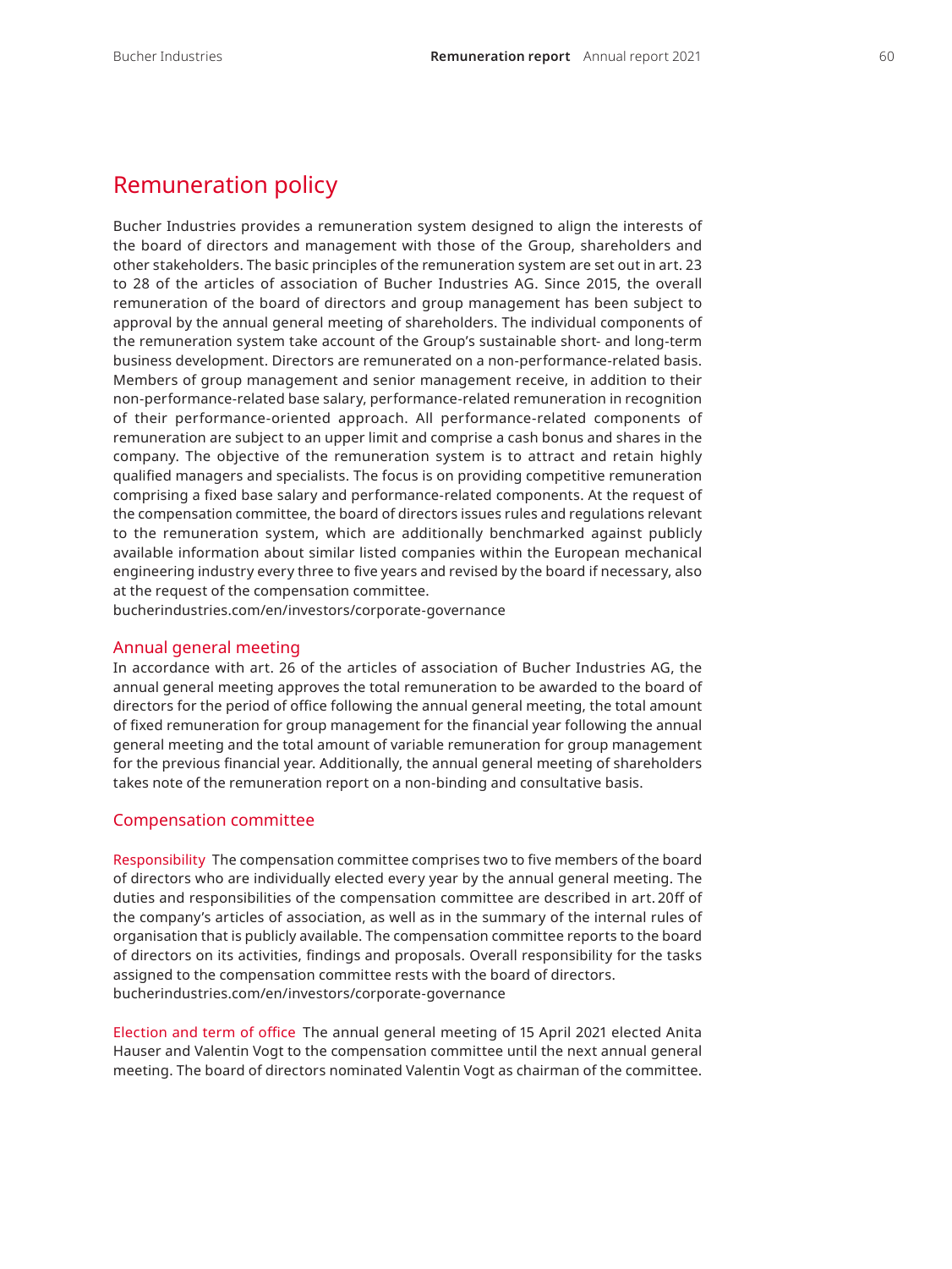# Remuneration policy

Bucher Industries provides a remuneration system designed to align the interests of the board of directors and management with those of the Group, shareholders and other stakeholders. The basic principles of the remuneration system are set out in art. 23 to 28 of the articles of association of Bucher Industries AG. Since 2015, the overall remuneration of the board of directors and group management has been subject to approval by the annual general meeting of shareholders. The individual components of the remuneration system take account of the Group's sustainable short- and long-term business development. Directors are remunerated on a non-performance-related basis. Members of group management and senior management receive, in addition to their non-performance-related base salary, performance-related remuneration in recognition of their performance-oriented approach. All performance-related components of remuneration are subject to an upper limit and comprise a cash bonus and shares in the company. The objective of the remuneration system is to attract and retain highly qualified managers and specialists. The focus is on providing competitive remuneration comprising a fixed base salary and performance-related components. At the request of the compensation committee, the board of directors issues rules and regulations relevant to the remuneration system, which are additionally benchmarked against publicly available information about similar listed companies within the European mechanical engineering industry every three to five years and revised by the board if necessary, also at the request of the compensation committee.
bucherindustries.com/en/investors/corporate-governance

## Annual general meeting

In accordance with art. 26 of the articles of association of Bucher Industries AG, the annual general meeting approves the total remuneration to be awarded to the board of directors for the period of office following the annual general meeting, the total amount of fixed remuneration for group management for the financial year following the annual general meeting and the total amount of variable remuneration for group management for the previous financial year. Additionally, the annual general meeting of shareholders takes note of the remuneration report on a non-binding and consultative basis.

## Compensation committee

**Responsibility** The compensation committee comprises two to five members of the board of directors who are individually elected every year by the annual general meeting. The duties and responsibilities of the compensation committee are described in art. 20ff of the company's articles of association, as well as in the summary of the internal rules of organisation that is publicly available. The compensation committee reports to the board of directors on its activities, findings and proposals. Overall responsibility for the tasks assigned to the compensation committee rests with the board of directors.
bucherindustries.com/en/investors/corporate-governance

**Election and term of office** The annual general meeting of 15 April 2021 elected Anita Hauser and Valentin Vogt to the compensation committee until the next annual general meeting. The board of directors nominated Valentin Vogt as chairman of the committee.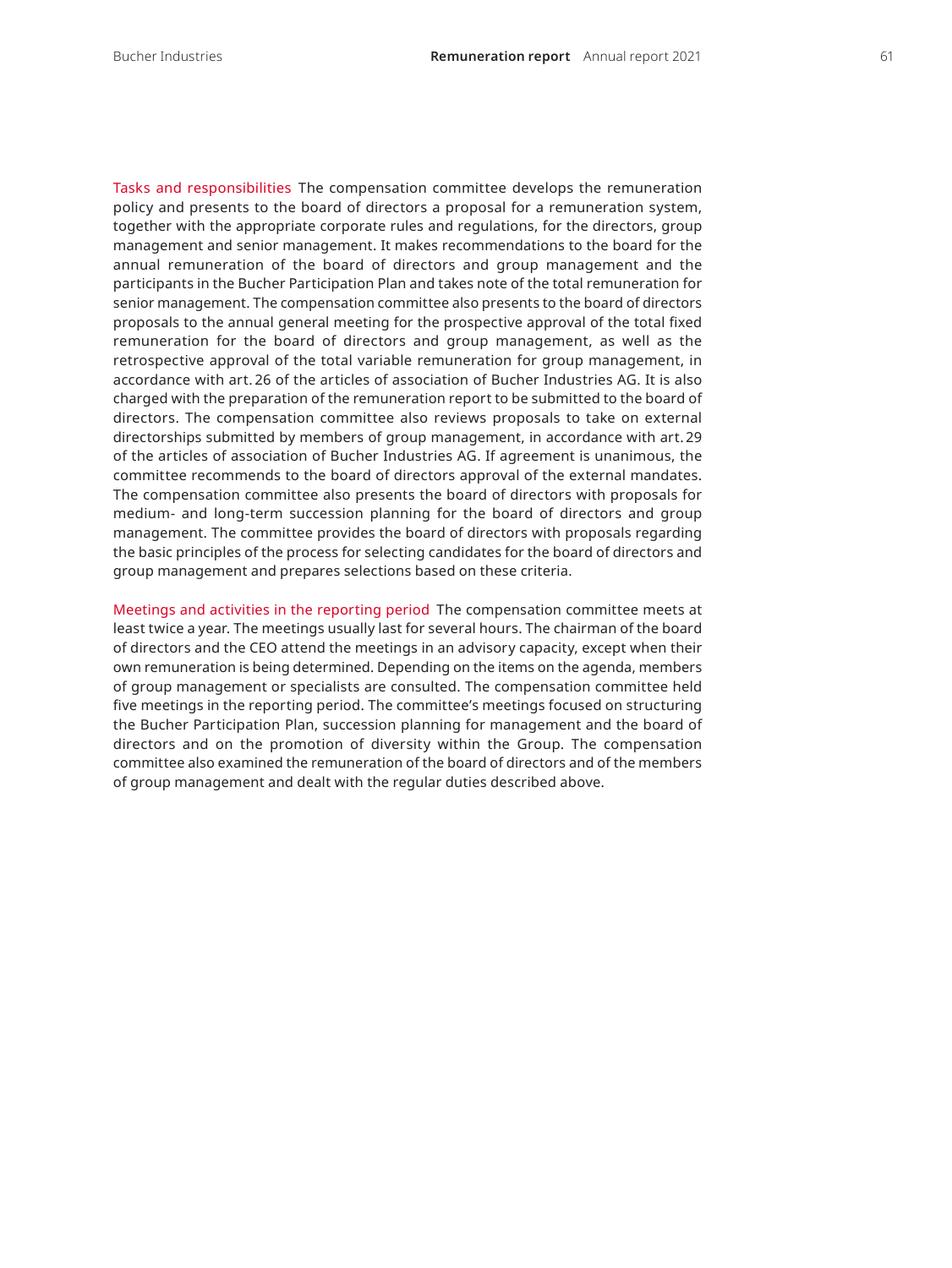**Tasks and responsibilities** The compensation committee develops the remuneration policy and presents to the board of directors a proposal for a remuneration system, together with the appropriate corporate rules and regulations, for the directors, group management and senior management. It makes recommendations to the board for the annual remuneration of the board of directors and group management and the participants in the Bucher Participation Plan and takes note of the total remuneration for senior management. The compensation committee also presents to the board of directors proposals to the annual general meeting for the prospective approval of the total fixed remuneration for the board of directors and group management, as well as the retrospective approval of the total variable remuneration for group management, in accordance with art. 26 of the articles of association of Bucher Industries AG. It is also charged with the preparation of the remuneration report to be submitted to the board of directors. The compensation committee also reviews proposals to take on external directorships submitted by members of group management, in accordance with art. 29 of the articles of association of Bucher Industries AG. If agreement is unanimous, the committee recommends to the board of directors approval of the external mandates. The compensation committee also presents the board of directors with proposals for medium- and long-term succession planning for the board of directors and group management. The committee provides the board of directors with proposals regarding the basic principles of the process for selecting candidates for the board of directors and group management and prepares selections based on these criteria.

**Meetings and activities in the reporting period** The compensation committee meets at least twice a year. The meetings usually last for several hours. The chairman of the board of directors and the CEO attend the meetings in an advisory capacity, except when their own remuneration is being determined. Depending on the items on the agenda, members of group management or specialists are consulted. The compensation committee held five meetings in the reporting period. The committee's meetings focused on structuring the Bucher Participation Plan, succession planning for management and the board of directors and on the promotion of diversity within the Group. The compensation committee also examined the remuneration of the board of directors and of the members of group management and dealt with the regular duties described above.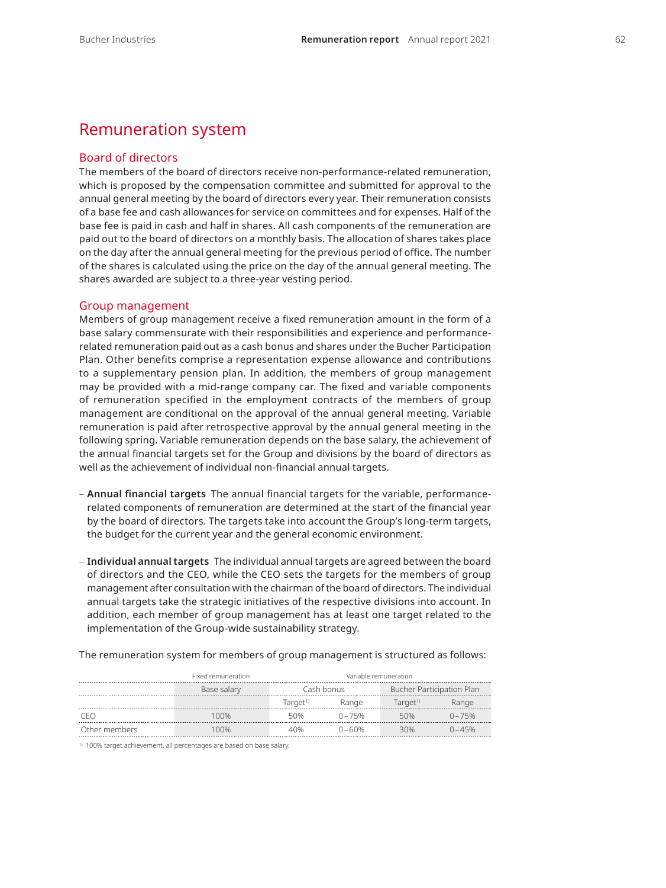# Remuneration system

## Board of directors

The members of the board of directors receive non-performance-related remuneration, which is proposed by the compensation committee and submitted for approval to the annual general meeting by the board of directors every year. Their remuneration consists of a base fee and cash allowances for service on committees and for expenses. Half of the base fee is paid in cash and half in shares. All cash components of the remuneration are paid out to the board of directors on a monthly basis. The allocation of shares takes place on the day after the annual general meeting for the previous period of office. The number of the shares is calculated using the price on the day of the annual general meeting. The shares awarded are subject to a three-year vesting period.

## Group management

Members of group management receive a fixed remuneration amount in the form of a base salary commensurate with their responsibilities and experience and performance-related remuneration paid out as a cash bonus and shares under the Bucher Participation Plan. Other benefits comprise a representation expense allowance and contributions to a supplementary pension plan. In addition, the members of group management may be provided with a mid-range company car. The fixed and variable components of remuneration specified in the employment contracts of the members of group management are conditional on the approval of the annual general meeting. Variable remuneration is paid after retrospective approval by the annual general meeting in the following spring. Variable remuneration depends on the base salary, the achievement of the annual financial targets set for the Group and divisions by the board of directors as well as the achievement of individual non-financial annual targets.

- **Annual financial targets** The annual financial targets for the variable, performance-related components of remuneration are determined at the start of the financial year by the board of directors. The targets take into account the Group's long-term targets, the budget for the current year and the general economic environment.

- **Individual annual targets** The individual annual targets are agreed between the board of directors and the CEO, while the CEO sets the targets for the members of group management after consultation with the chairman of the board of directors. The individual annual targets take the strategic initiatives of the respective divisions into account. In addition, each member of group management has at least one target related to the implementation of the Group-wide sustainability strategy.

The remuneration system for members of group management is structured as follows:

| | Fixed remuneration | Variable remuneration | | | |
|---|---|---|---|---|---|
| | Base salary | Cash bonus | | Bucher Participation Plan | |
| | | Target[1] | Range | Target[1] | Range |
| CEO | 100% | 50% | 0–75% | 50% | 0–75% |
| Other members | 100% | 40% | 0–60% | 30% | 0–45% |

[1] 100% target achievement, all percentages are based on base salary.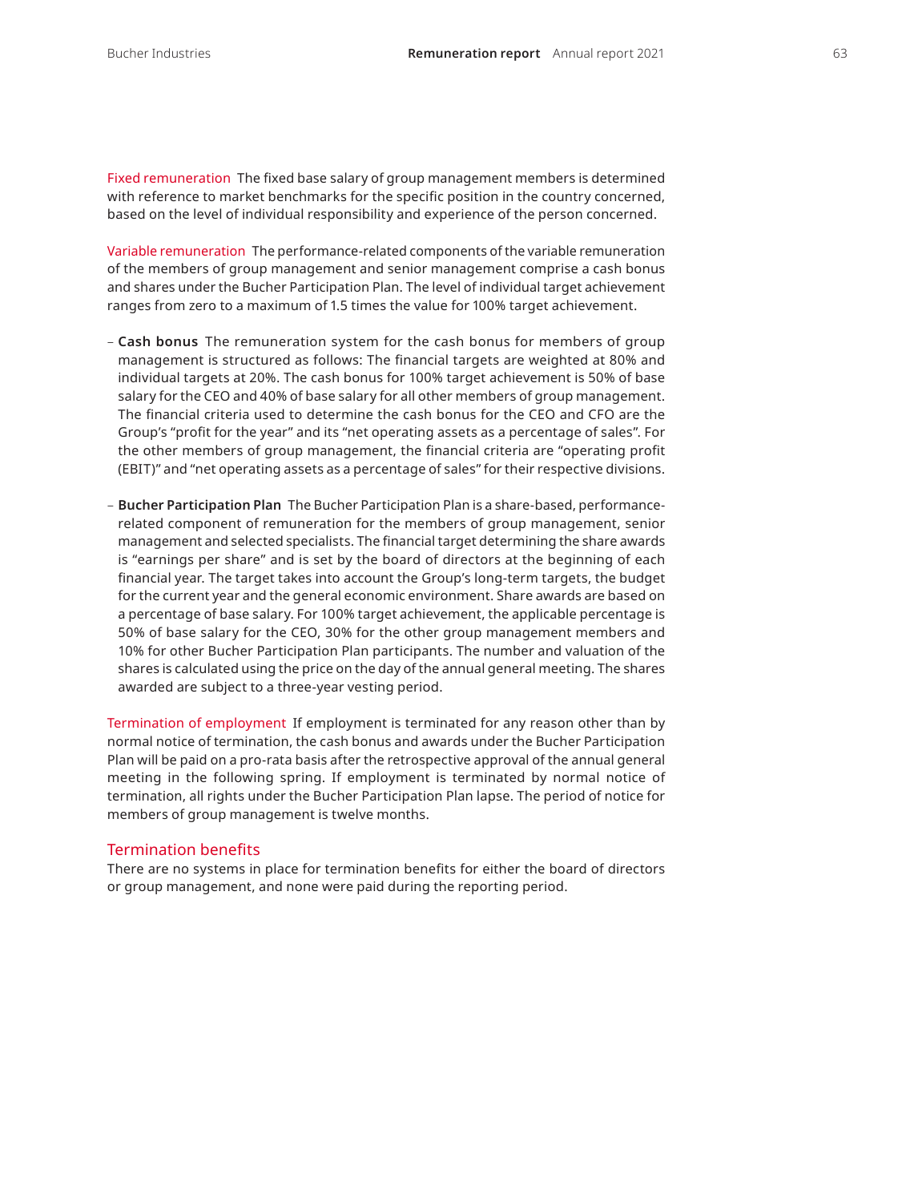Fixed remuneration The fixed base salary of group management members is determined with reference to market benchmarks for the specific position in the country concerned, based on the level of individual responsibility and experience of the person concerned.

Variable remuneration The performance-related components of the variable remuneration of the members of group management and senior management comprise a cash bonus and shares under the Bucher Participation Plan. The level of individual target achievement ranges from zero to a maximum of 1.5 times the value for 100% target achievement.

- **Cash bonus** The remuneration system for the cash bonus for members of group management is structured as follows: The financial targets are weighted at 80% and individual targets at 20%. The cash bonus for 100% target achievement is 50% of base salary for the CEO and 40% of base salary for all other members of group management. The financial criteria used to determine the cash bonus for the CEO and CFO are the Group's "profit for the year" and its "net operating assets as a percentage of sales". For the other members of group management, the financial criteria are "operating profit (EBIT)" and "net operating assets as a percentage of sales" for their respective divisions.

- **Bucher Participation Plan** The Bucher Participation Plan is a share-based, performance-related component of remuneration for the members of group management, senior management and selected specialists. The financial target determining the share awards is "earnings per share" and is set by the board of directors at the beginning of each financial year. The target takes into account the Group's long-term targets, the budget for the current year and the general economic environment. Share awards are based on a percentage of base salary. For 100% target achievement, the applicable percentage is 50% of base salary for the CEO, 30% for the other group management members and 10% for other Bucher Participation Plan participants. The number and valuation of the shares is calculated using the price on the day of the annual general meeting. The shares awarded are subject to a three-year vesting period.

Termination of employment If employment is terminated for any reason other than by normal notice of termination, the cash bonus and awards under the Bucher Participation Plan will be paid on a pro-rata basis after the retrospective approval of the annual general meeting in the following spring. If employment is terminated by normal notice of termination, all rights under the Bucher Participation Plan lapse. The period of notice for members of group management is twelve months.

## Termination benefits

There are no systems in place for termination benefits for either the board of directors or group management, and none were paid during the reporting period.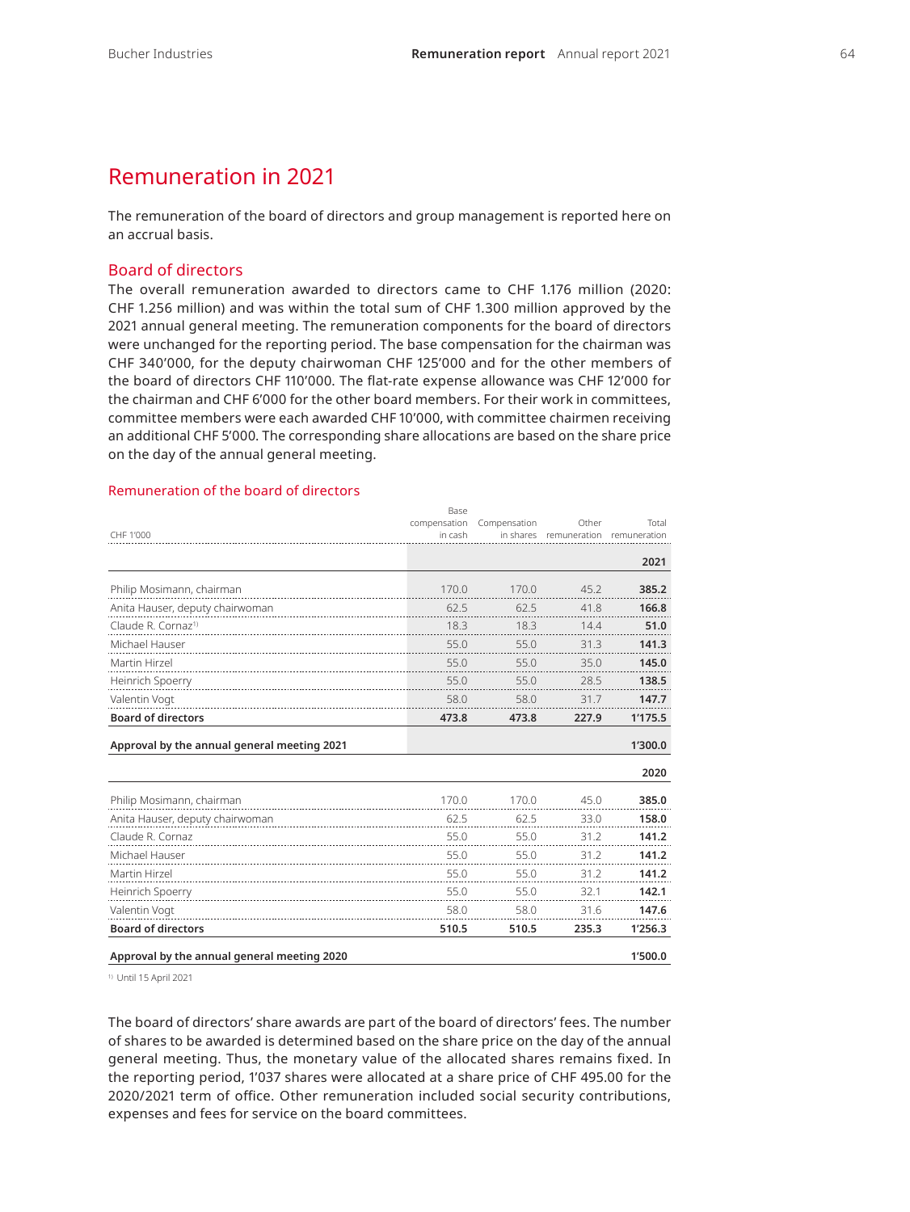# Remuneration in 2021

The remuneration of the board of directors and group management is reported here on an accrual basis.

## Board of directors

The overall remuneration awarded to directors came to CHF 1.176 million (2020: CHF 1.256 million) and was within the total sum of CHF 1.300 million approved by the 2021 annual general meeting. The remuneration components for the board of directors were unchanged for the reporting period. The base compensation for the chairman was CHF 340'000, for the deputy chairwoman CHF 125'000 and for the other members of the board of directors CHF 110'000. The flat-rate expense allowance was CHF 12'000 for the chairman and CHF 6'000 for the other board members. For their work in committees, committee members were each awarded CHF 10'000, with committee chairmen receiving an additional CHF 5'000. The corresponding share allocations are based on the share price on the day of the annual general meeting.

### Remuneration of the board of directors

| CHF 1'000 | Base compensation in cash | Compensation in shares | Other remuneration | Total remuneration |
|---|---|---|---|---|
| | | | | **2021** |
| Philip Mosimann, chairman | 170.0 | 170.0 | 45.2 | **385.2** |
| Anita Hauser, deputy chairwoman | 62.5 | 62.5 | 41.8 | **166.8** |
| Claude R. Cornaz[1] | 18.3 | 18.3 | 14.4 | **51.0** |
| Michael Hauser | 55.0 | 55.0 | 31.3 | **141.3** |
| Martin Hirzel | 55.0 | 55.0 | 35.0 | **145.0** |
| Heinrich Spoerry | 55.0 | 55.0 | 28.5 | **138.5** |
| Valentin Vogt | 58.0 | 58.0 | 31.7 | **147.7** |
| **Board of directors** | **473.8** | **473.8** | **227.9** | **1'175.5** |
| **Approval by the annual general meeting 2021** | | | | **1'300.0** |
| | | | | **2020** |
| Philip Mosimann, chairman | 170.0 | 170.0 | 45.0 | **385.0** |
| Anita Hauser, deputy chairwoman | 62.5 | 62.5 | 33.0 | **158.0** |
| Claude R. Cornaz | 55.0 | 55.0 | 31.2 | **141.2** |
| Michael Hauser | 55.0 | 55.0 | 31.2 | **141.2** |
| Martin Hirzel | 55.0 | 55.0 | 31.2 | **141.2** |
| Heinrich Spoerry | 55.0 | 55.0 | 32.1 | **142.1** |
| Valentin Vogt | 58.0 | 58.0 | 31.6 | **147.6** |
| **Board of directors** | **510.5** | **510.5** | **235.3** | **1'256.3** |
| **Approval by the annual general meeting 2020** | | | | **1'500.0** |

[1] Until 15 April 2021

The board of directors' share awards are part of the board of directors' fees. The number of shares to be awarded is determined based on the share price on the day of the annual general meeting. Thus, the monetary value of the allocated shares remains fixed. In the reporting period, 1'037 shares were allocated at a share price of CHF 495.00 for the 2020/2021 term of office. Other remuneration included social security contributions, expenses and fees for service on the board committees.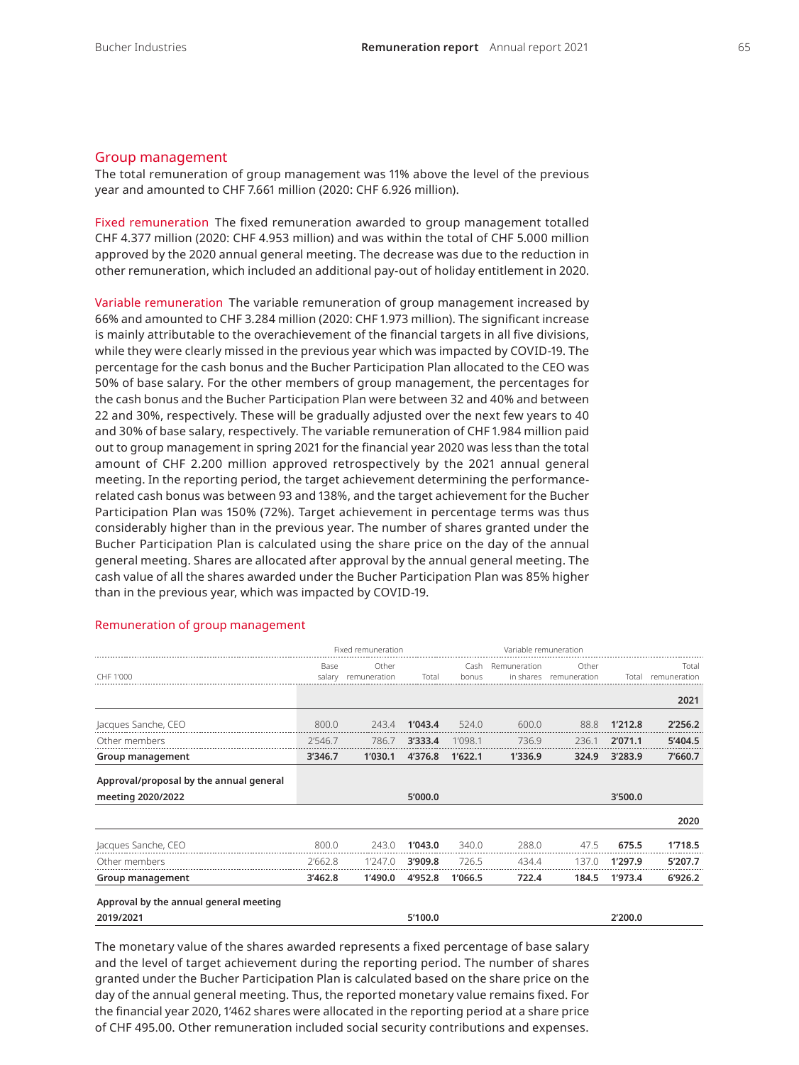## Group management

The total remuneration of group management was 11% above the level of the previous year and amounted to CHF 7.661 million (2020: CHF 6.926 million).

Fixed remuneration The fixed remuneration awarded to group management totalled CHF 4.377 million (2020: CHF 4.953 million) and was within the total of CHF 5.000 million approved by the 2020 annual general meeting. The decrease was due to the reduction in other remuneration, which included an additional pay-out of holiday entitlement in 2020.

Variable remuneration The variable remuneration of group management increased by 66% and amounted to CHF 3.284 million (2020: CHF 1.973 million). The significant increase is mainly attributable to the overachievement of the financial targets in all five divisions, while they were clearly missed in the previous year which was impacted by COVID-19. The percentage for the cash bonus and the Bucher Participation Plan allocated to the CEO was 50% of base salary. For the other members of group management, the percentages for the cash bonus and the Bucher Participation Plan were between 32 and 40% and between 22 and 30%, respectively. These will be gradually adjusted over the next few years to 40 and 30% of base salary, respectively. The variable remuneration of CHF 1.984 million paid out to group management in spring 2021 for the financial year 2020 was less than the total amount of CHF 2.200 million approved retrospectively by the 2021 annual general meeting. In the reporting period, the target achievement determining the performance-related cash bonus was between 93 and 138%, and the target achievement for the Bucher Participation Plan was 150% (72%). Target achievement in percentage terms was thus considerably higher than in the previous year. The number of shares granted under the Bucher Participation Plan is calculated using the share price on the day of the annual general meeting. Shares are allocated after approval by the annual general meeting. The cash value of all the shares awarded under the Bucher Participation Plan was 85% higher than in the previous year, which was impacted by COVID-19.

### Remuneration of group management

| | Fixed remuneration | | | Variable remuneration | | | | |
|---|---|---|---|---|---|---|---|---|
| CHF 1'000 | Base salary | Other remuneration | Total | Cash bonus | Remuneration in shares | Other remuneration | Total | Total remuneration |
| | | | | | | | | **2021** |
| Jacques Sanche, CEO | 800.0 | 243.4 | **1'043.4** | 524.0 | 600.0 | 88.8 | **1'212.8** | **2'256.2** |
| Other members | 2'546.7 | 786.7 | **3'333.4** | 1'098.1 | 736.9 | 236.1 | **2'071.1** | **5'404.5** |
| **Group management** | **3'346.7** | **1'030.1** | **4'376.8** | **1'622.1** | **1'336.9** | **324.9** | **3'283.9** | **7'660.7** |
| **Approval/proposal by the annual general meeting 2020/2022** | | | **5'000.0** | | | | **3'500.0** | |
| | | | | | | | | **2020** |
| Jacques Sanche, CEO | 800.0 | 243.0 | **1'043.0** | 340.0 | 288.0 | 47.5 | **675.5** | **1'718.5** |
| Other members | 2'662.8 | 1'247.0 | **3'909.8** | 726.5 | 434.4 | 137.0 | **1'297.9** | **5'207.7** |
| **Group management** | **3'462.8** | **1'490.0** | **4'952.8** | **1'066.5** | **722.4** | **184.5** | **1'973.4** | **6'926.2** |
| **Approval by the annual general meeting 2019/2021** | | | **5'100.0** | | | | **2'200.0** | |

The monetary value of the shares awarded represents a fixed percentage of base salary and the level of target achievement during the reporting period. The number of shares granted under the Bucher Participation Plan is calculated based on the share price on the day of the annual general meeting. Thus, the reported monetary value remains fixed. For the financial year 2020, 1'462 shares were allocated in the reporting period at a share price of CHF 495.00. Other remuneration included social security contributions and expenses.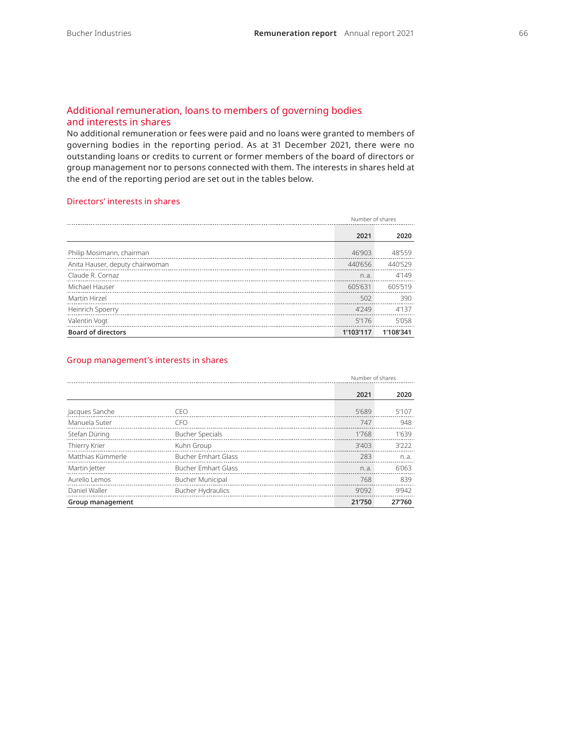## Additional remuneration, loans to members of governing bodies and interests in shares

No additional remuneration or fees were paid and no loans were granted to members of governing bodies in the reporting period. As at 31 December 2021, there were no outstanding loans or credits to current or former members of the board of directors or group management nor to persons connected with them. The interests in shares held at the end of the reporting period are set out in the tables below.

### Directors' interests in shares

| | Number of shares | |
|---|---|---|
| | **2021** | **2020** |
| Philip Mosimann, chairman | 46'903 | 48'559 |
| Anita Hauser, deputy chairwoman | 440'656 | 440'529 |
| Claude R. Cornaz | n. a. | 4'149 |
| Michael Hauser | 605'631 | 605'519 |
| Martin Hirzel | 502 | 390 |
| Heinrich Spoerry | 4'249 | 4'137 |
| Valentin Vogt | 5'176 | 5'058 |
| **Board of directors** | **1'103'117** | **1'108'341** |

### Group management's interests in shares

| | | Number of shares | |
|---|---|---|---|
| | | **2021** | **2020** |
| Jacques Sanche | CEO | 5'689 | 5'107 |
| Manuela Suter | CFO | 747 | 948 |
| Stefan Düring | Bucher Specials | 1'768 | 1'639 |
| Thierry Krier | Kuhn Group | 3'403 | 3'222 |
| Matthias Kümmerle | Bucher Emhart Glass | 283 | n.a. |
| Martin Jetter | Bucher Emhart Glass | n.a. | 6'063 |
| Aurelio Lemos | Bucher Municipal | 768 | 839 |
| Daniel Waller | Bucher Hydraulics | 9'092 | 9'942 |
| **Group management** | | **21'750** | **27'760** |